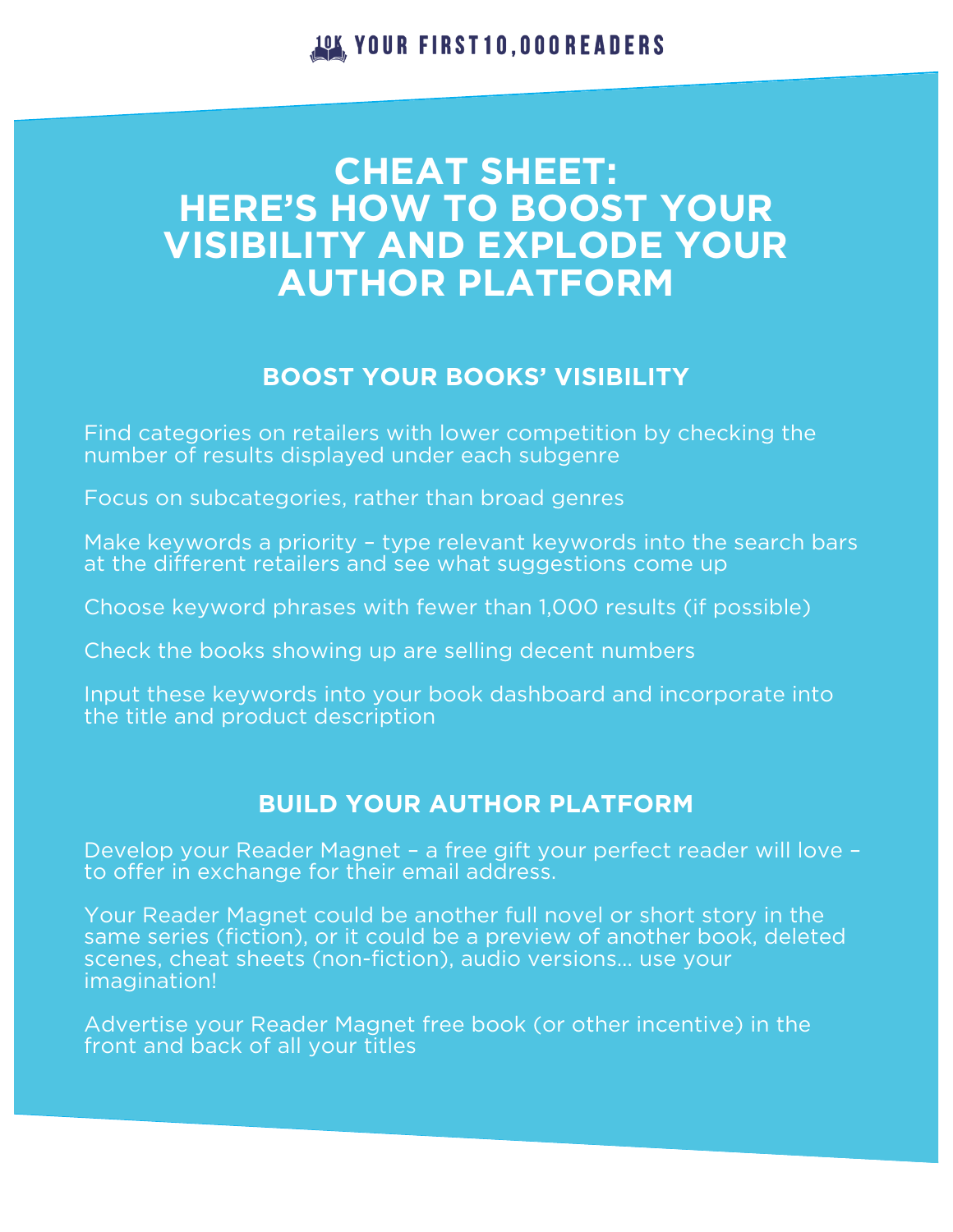# CHEAT SHEET: HERE'S HOW TO BOOST YOUR VISIBILITY AND EXPLODE YOUR AUTHOR PLATFORM

## BOOST YOUR BOOKS' VISIBILITY

Find categories on retailers with lower competition by checking the number of results displayed under each subgenre

Focus on subcategories, rather than broad genres

Make keywords a priority – type relevant keywords into the search bars at the different retailers and see what suggestions come up

Choose keyword phrases with fewer than 1,000 results (if possible)

Check the books showing up are selling decent numbers

Input these keywords into your book dashboard and incorporate into the title and product description

## BUILD YOUR AUTHOR PLATFORM

Develop your Reader Magnet – a free gift your perfect reader will love – to offer in exchange for their email address.

Your Reader Magnet could be another full novel or short story in the same series (fiction), or it could be a preview of another book, deleted scenes, cheat sheets (non-fiction), audio versions… use your imagination!

Advertise your Reader Magnet free book (or other incentive) in the front and back of all your titles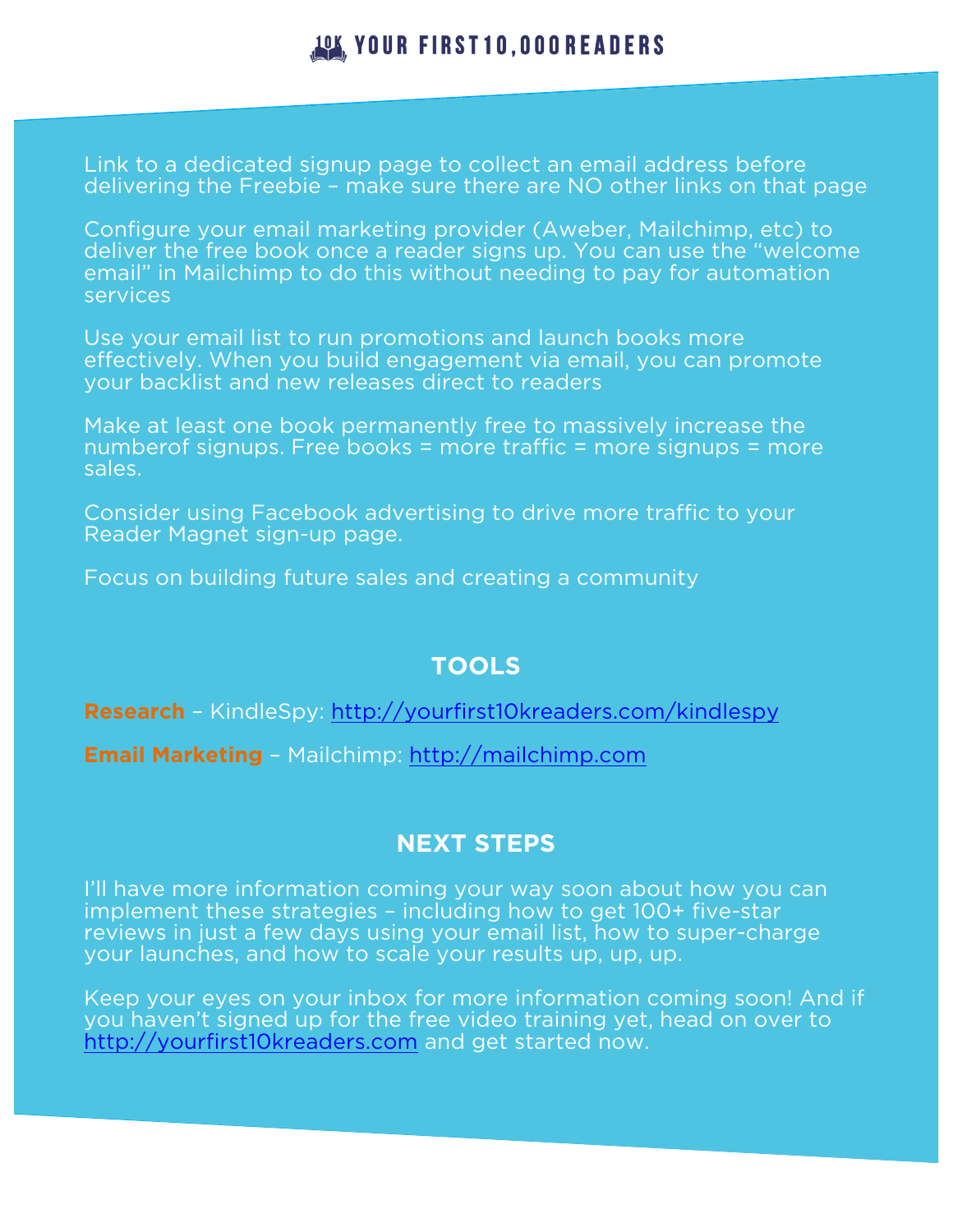Link to a dedicated signup page to collect an email address before delivering the Freebie – make sure there are NO other links on that page

Configure your email marketing provider (Aweber, Mailchimp, etc) to deliver the free book once a reader signs up. You can use the "welcome email" in Mailchimp to do this without needing to pay for automation services

Use your email list to run promotions and launch books more effectively. When you build engagement via email, you can promote your backlist and new releases direct to readers

Make at least one book permanently free to massively increase the numberof signups. Free books = more traffic = more signups = more sales.

Consider using Facebook advertising to drive more traffic to your Reader Magnet sign-up page.

Focus on building future sales and creating a community

## TOOLS

**Research** – KindleSpy: http://yourfirst10kreaders.com/kindlespy

**Email Marketing** – Mailchimp: http://mailchimp.com

## NEXT STEPS

I'll have more information coming your way soon about how you can implement these strategies – including how to get 100+ five-star reviews in just a few days using your email list, how to super-charge your launches, and how to scale your results up, up, up.

Keep your eyes on your inbox for more information coming soon! And if you haven't signed up for the free video training yet, head on over to http://yourfirst10kreaders.com and get started now.